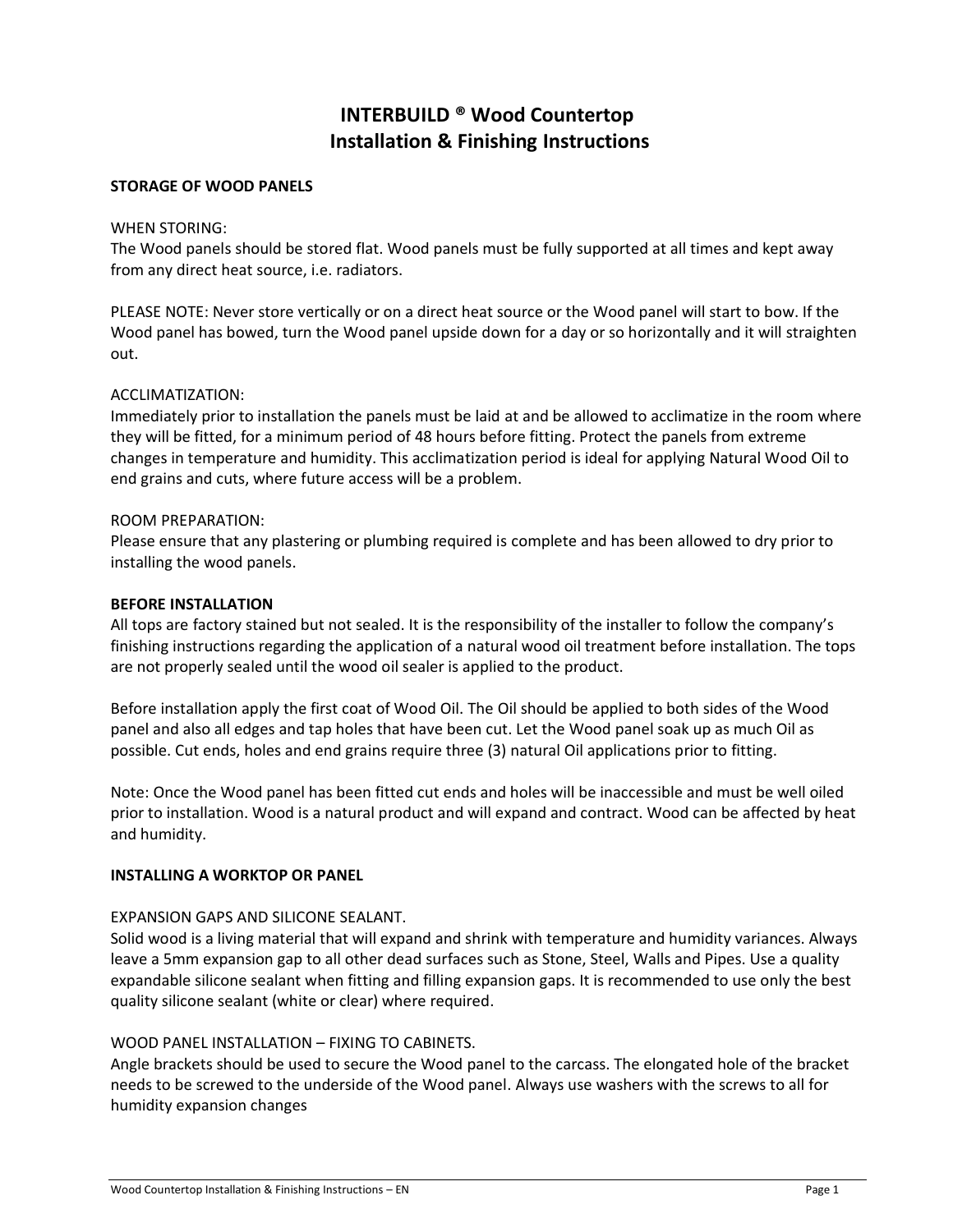# INTERBUILD ® Wood Countertop
# Installation & Finishing Instructions

## STORAGE OF WOOD PANELS

WHEN STORING:
The Wood panels should be stored flat. Wood panels must be fully supported at all times and kept away from any direct heat source, i.e. radiators.

PLEASE NOTE: Never store vertically or on a direct heat source or the Wood panel will start to bow. If the Wood panel has bowed, turn the Wood panel upside down for a day or so horizontally and it will straighten out.

ACCLIMATIZATION:
Immediately prior to installation the panels must be laid at and be allowed to acclimatize in the room where they will be fitted, for a minimum period of 48 hours before fitting. Protect the panels from extreme changes in temperature and humidity. This acclimatization period is ideal for applying Natural Wood Oil to end grains and cuts, where future access will be a problem.

ROOM PREPARATION:
Please ensure that any plastering or plumbing required is complete and has been allowed to dry prior to installing the wood panels.

## BEFORE INSTALLATION

All tops are factory stained but not sealed. It is the responsibility of the installer to follow the company's finishing instructions regarding the application of a natural wood oil treatment before installation. The tops are not properly sealed until the wood oil sealer is applied to the product.

Before installation apply the first coat of Wood Oil. The Oil should be applied to both sides of the Wood panel and also all edges and tap holes that have been cut. Let the Wood panel soak up as much Oil as possible. Cut ends, holes and end grains require three (3) natural Oil applications prior to fitting.

Note: Once the Wood panel has been fitted cut ends and holes will be inaccessible and must be well oiled prior to installation. Wood is a natural product and will expand and contract. Wood can be affected by heat and humidity.

## INSTALLING A WORKTOP OR PANEL

EXPANSION GAPS AND SILICONE SEALANT.
Solid wood is a living material that will expand and shrink with temperature and humidity variances. Always leave a 5mm expansion gap to all other dead surfaces such as Stone, Steel, Walls and Pipes. Use a quality expandable silicone sealant when fitting and filling expansion gaps. It is recommended to use only the best quality silicone sealant (white or clear) where required.

WOOD PANEL INSTALLATION – FIXING TO CABINETS.
Angle brackets should be used to secure the Wood panel to the carcass. The elongated hole of the bracket needs to be screwed to the underside of the Wood panel. Always use washers with the screws to all for humidity expansion changes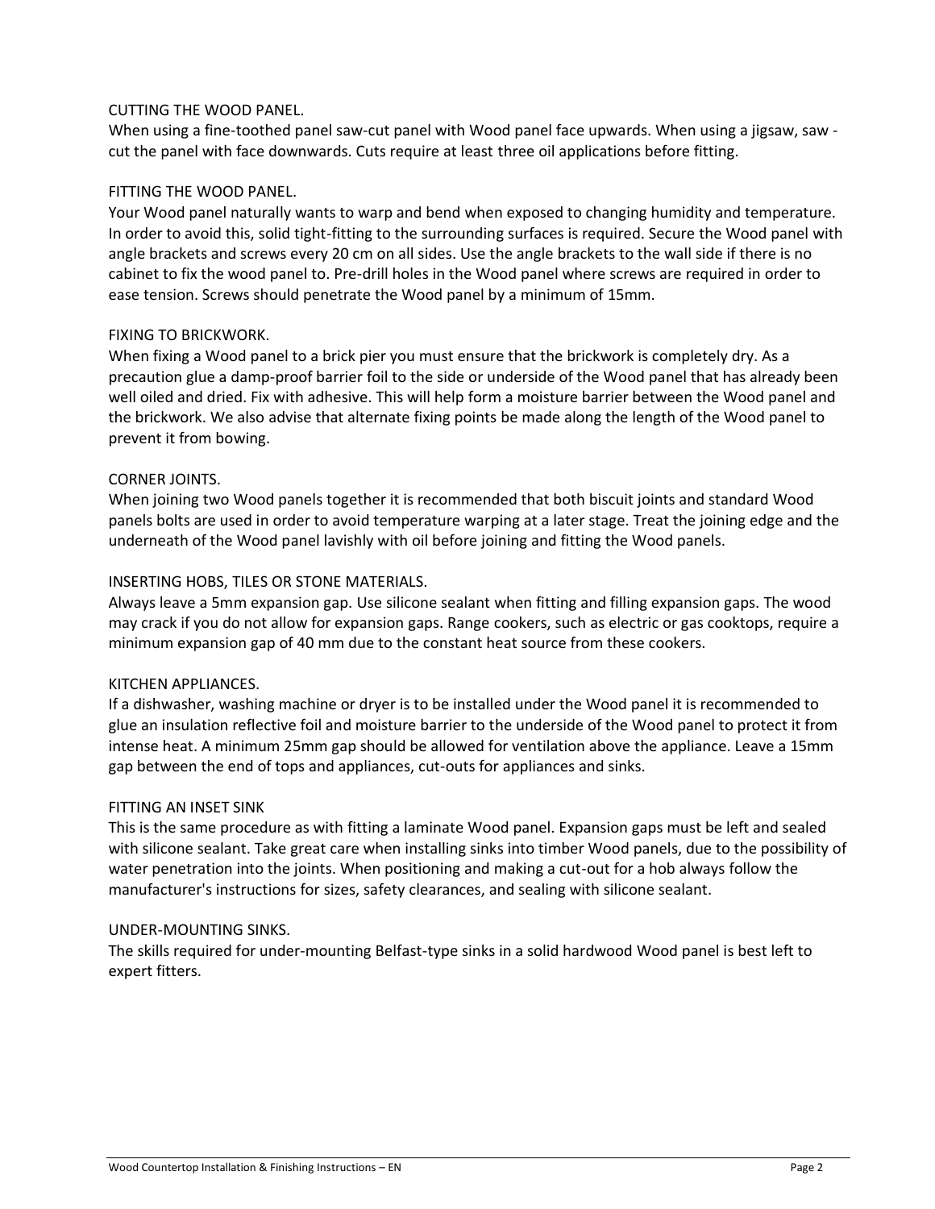## CUTTING THE WOOD PANEL.

When using a fine-toothed panel saw-cut panel with Wood panel face upwards. When using a jigsaw, saw - cut the panel with face downwards. Cuts require at least three oil applications before fitting.

## FITTING THE WOOD PANEL.

Your Wood panel naturally wants to warp and bend when exposed to changing humidity and temperature. In order to avoid this, solid tight-fitting to the surrounding surfaces is required. Secure the Wood panel with angle brackets and screws every 20 cm on all sides. Use the angle brackets to the wall side if there is no cabinet to fix the wood panel to. Pre-drill holes in the Wood panel where screws are required in order to ease tension. Screws should penetrate the Wood panel by a minimum of 15mm.

## FIXING TO BRICKWORK.

When fixing a Wood panel to a brick pier you must ensure that the brickwork is completely dry. As a precaution glue a damp-proof barrier foil to the side or underside of the Wood panel that has already been well oiled and dried. Fix with adhesive. This will help form a moisture barrier between the Wood panel and the brickwork. We also advise that alternate fixing points be made along the length of the Wood panel to prevent it from bowing.

## CORNER JOINTS.

When joining two Wood panels together it is recommended that both biscuit joints and standard Wood panels bolts are used in order to avoid temperature warping at a later stage. Treat the joining edge and the underneath of the Wood panel lavishly with oil before joining and fitting the Wood panels.

## INSERTING HOBS, TILES OR STONE MATERIALS.

Always leave a 5mm expansion gap. Use silicone sealant when fitting and filling expansion gaps. The wood may crack if you do not allow for expansion gaps. Range cookers, such as electric or gas cooktops, require a minimum expansion gap of 40 mm due to the constant heat source from these cookers.

## KITCHEN APPLIANCES.

If a dishwasher, washing machine or dryer is to be installed under the Wood panel it is recommended to glue an insulation reflective foil and moisture barrier to the underside of the Wood panel to protect it from intense heat. A minimum 25mm gap should be allowed for ventilation above the appliance. Leave a 15mm gap between the end of tops and appliances, cut-outs for appliances and sinks.

## FITTING AN INSET SINK

This is the same procedure as with fitting a laminate Wood panel. Expansion gaps must be left and sealed with silicone sealant. Take great care when installing sinks into timber Wood panels, due to the possibility of water penetration into the joints. When positioning and making a cut-out for a hob always follow the manufacturer's instructions for sizes, safety clearances, and sealing with silicone sealant.

## UNDER-MOUNTING SINKS.

The skills required for under-mounting Belfast-type sinks in a solid hardwood Wood panel is best left to expert fitters.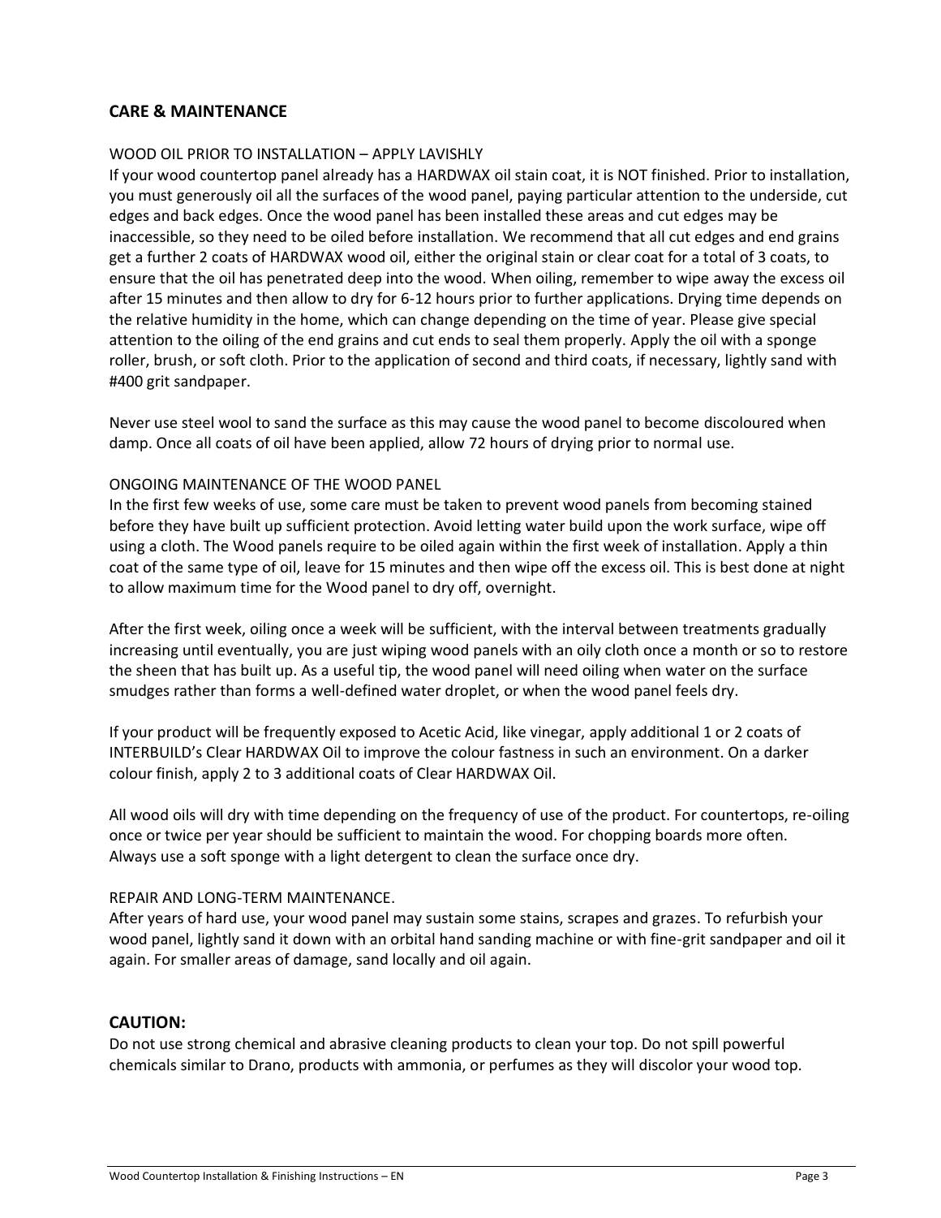## CARE & MAINTENANCE

WOOD OIL PRIOR TO INSTALLATION – APPLY LAVISHLY

If your wood countertop panel already has a HARDWAX oil stain coat, it is NOT finished. Prior to installation, you must generously oil all the surfaces of the wood panel, paying particular attention to the underside, cut edges and back edges. Once the wood panel has been installed these areas and cut edges may be inaccessible, so they need to be oiled before installation. We recommend that all cut edges and end grains get a further 2 coats of HARDWAX wood oil, either the original stain or clear coat for a total of 3 coats, to ensure that the oil has penetrated deep into the wood. When oiling, remember to wipe away the excess oil after 15 minutes and then allow to dry for 6-12 hours prior to further applications. Drying time depends on the relative humidity in the home, which can change depending on the time of year. Please give special attention to the oiling of the end grains and cut ends to seal them properly. Apply the oil with a sponge roller, brush, or soft cloth. Prior to the application of second and third coats, if necessary, lightly sand with #400 grit sandpaper.

Never use steel wool to sand the surface as this may cause the wood panel to become discoloured when damp. Once all coats of oil have been applied, allow 72 hours of drying prior to normal use.

ONGOING MAINTENANCE OF THE WOOD PANEL

In the first few weeks of use, some care must be taken to prevent wood panels from becoming stained before they have built up sufficient protection. Avoid letting water build upon the work surface, wipe off using a cloth. The Wood panels require to be oiled again within the first week of installation. Apply a thin coat of the same type of oil, leave for 15 minutes and then wipe off the excess oil. This is best done at night to allow maximum time for the Wood panel to dry off, overnight.

After the first week, oiling once a week will be sufficient, with the interval between treatments gradually increasing until eventually, you are just wiping wood panels with an oily cloth once a month or so to restore the sheen that has built up. As a useful tip, the wood panel will need oiling when water on the surface smudges rather than forms a well-defined water droplet, or when the wood panel feels dry.

If your product will be frequently exposed to Acetic Acid, like vinegar, apply additional 1 or 2 coats of INTERBUILD's Clear HARDWAX Oil to improve the colour fastness in such an environment. On a darker colour finish, apply 2 to 3 additional coats of Clear HARDWAX Oil.

All wood oils will dry with time depending on the frequency of use of the product. For countertops, re-oiling once or twice per year should be sufficient to maintain the wood. For chopping boards more often. Always use a soft sponge with a light detergent to clean the surface once dry.

REPAIR AND LONG-TERM MAINTENANCE.

After years of hard use, your wood panel may sustain some stains, scrapes and grazes. To refurbish your wood panel, lightly sand it down with an orbital hand sanding machine or with fine-grit sandpaper and oil it again. For smaller areas of damage, sand locally and oil again.

## CAUTION:

Do not use strong chemical and abrasive cleaning products to clean your top. Do not spill powerful chemicals similar to Drano, products with ammonia, or perfumes as they will discolor your wood top.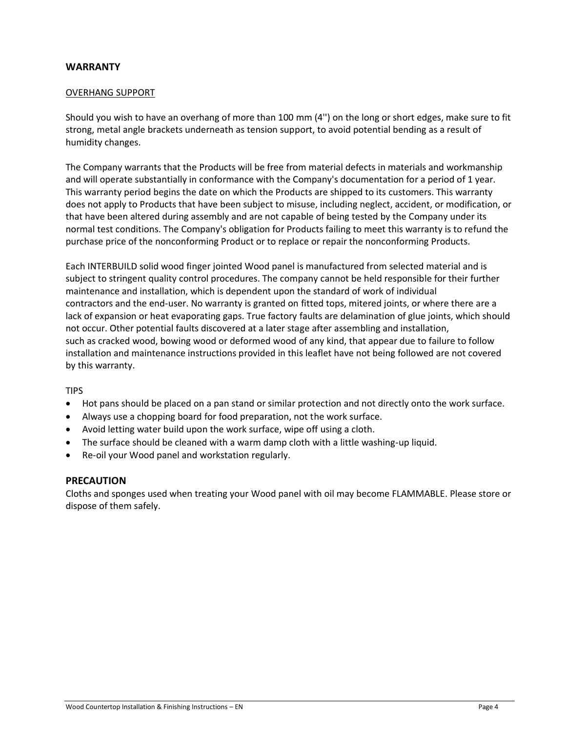## WARRANTY

OVERHANG SUPPORT

Should you wish to have an overhang of more than 100 mm (4'') on the long or short edges, make sure to fit strong, metal angle brackets underneath as tension support, to avoid potential bending as a result of humidity changes.

The Company warrants that the Products will be free from material defects in materials and workmanship and will operate substantially in conformance with the Company's documentation for a period of 1 year. This warranty period begins the date on which the Products are shipped to its customers. This warranty does not apply to Products that have been subject to misuse, including neglect, accident, or modification, or that have been altered during assembly and are not capable of being tested by the Company under its normal test conditions. The Company's obligation for Products failing to meet this warranty is to refund the purchase price of the nonconforming Product or to replace or repair the nonconforming Products.

Each INTERBUILD solid wood finger jointed Wood panel is manufactured from selected material and is subject to stringent quality control procedures. The company cannot be held responsible for their further maintenance and installation, which is dependent upon the standard of work of individual contractors and the end-user. No warranty is granted on fitted tops, mitered joints, or where there are a lack of expansion or heat evaporating gaps. True factory faults are delamination of glue joints, which should not occur. Other potential faults discovered at a later stage after assembling and installation, such as cracked wood, bowing wood or deformed wood of any kind, that appear due to failure to follow installation and maintenance instructions provided in this leaflet have not being followed are not covered by this warranty.

TIPS

- Hot pans should be placed on a pan stand or similar protection and not directly onto the work surface.
- Always use a chopping board for food preparation, not the work surface.
- Avoid letting water build upon the work surface, wipe off using a cloth.
- The surface should be cleaned with a warm damp cloth with a little washing-up liquid.
- Re-oil your Wood panel and workstation regularly.

## PRECAUTION

Cloths and sponges used when treating your Wood panel with oil may become FLAMMABLE. Please store or dispose of them safely.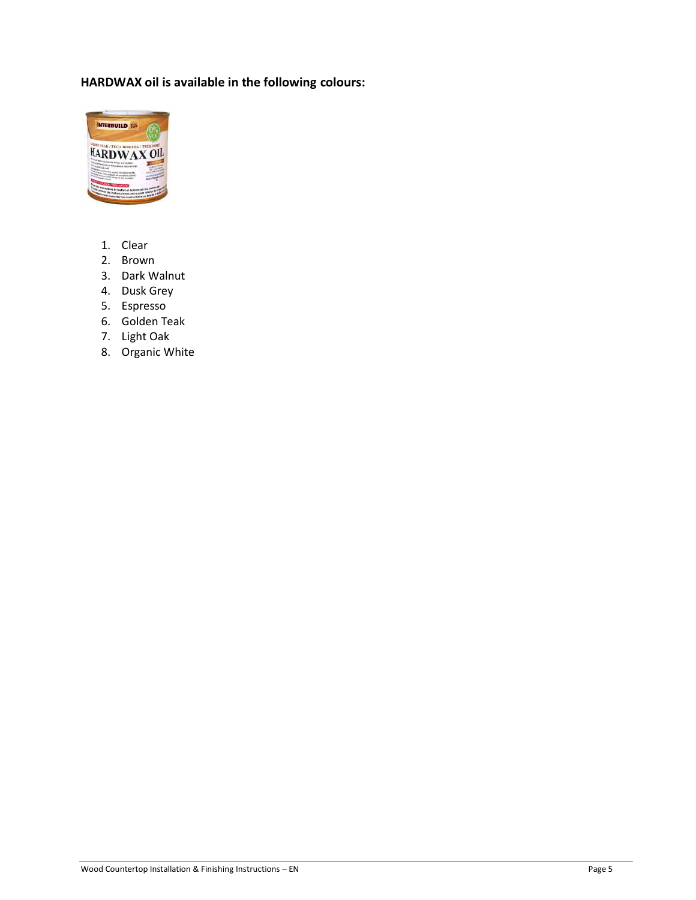**HARDWAX oil is available in the following colours:**

1. Clear
2. Brown
3. Dark Walnut
4. Dusk Grey
5. Espresso
6. Golden Teak
7. Light Oak
8. Organic White